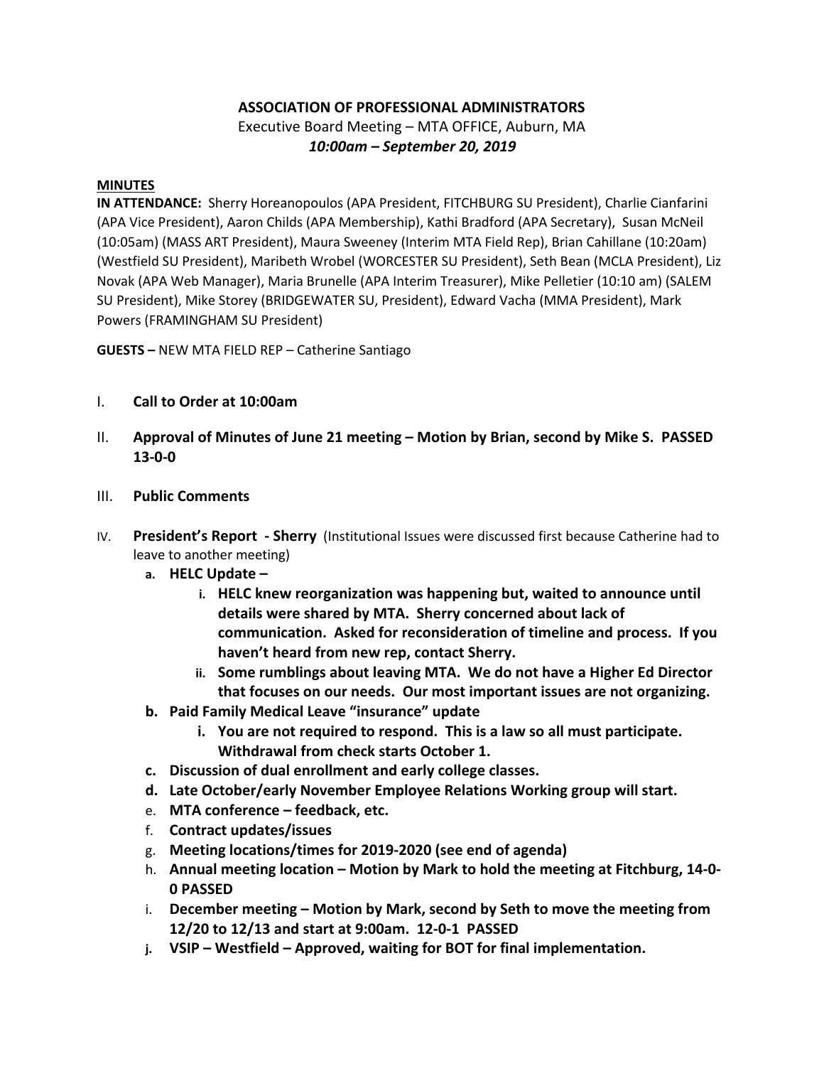**ASSOCIATION OF PROFESSIONAL ADMINISTRATORS**

Executive Board Meeting – MTA OFFICE, Auburn, MA

***10:00am – September 20, 2019***

**MINUTES**

**IN ATTENDANCE:** Sherry Horeanopoulos (APA President, FITCHBURG SU President), Charlie Cianfarini (APA Vice President), Aaron Childs (APA Membership), Kathi Bradford (APA Secretary), Susan McNeil (10:05am) (MASS ART President), Maura Sweeney (Interim MTA Field Rep), Brian Cahillane (10:20am) (Westfield SU President), Maribeth Wrobel (WORCESTER SU President), Seth Bean (MCLA President), Liz Novak (APA Web Manager), Maria Brunelle (APA Interim Treasurer), Mike Pelletier (10:10 am) (SALEM SU President), Mike Storey (BRIDGEWATER SU, President), Edward Vacha (MMA President), Mark Powers (FRAMINGHAM SU President)

**GUESTS –** NEW MTA FIELD REP – Catherine Santiago

I. **Call to Order at 10:00am**

II. **Approval of Minutes of June 21 meeting – Motion by Brian, second by Mike S. PASSED 13-0-0**

III. **Public Comments**

IV. **President's Report - Sherry** (Institutional Issues were discussed first because Catherine had to leave to another meeting)

   a. **HELC Update –**
      i. **HELC knew reorganization was happening but, waited to announce until details were shared by MTA. Sherry concerned about lack of communication. Asked for reconsideration of timeline and process. If you haven't heard from new rep, contact Sherry.**
      ii. **Some rumblings about leaving MTA. We do not have a Higher Ed Director that focuses on our needs. Our most important issues are not organizing.**

   b. **Paid Family Medical Leave "insurance" update**
      i. **You are not required to respond. This is a law so all must participate. Withdrawal from check starts October 1.**

   c. **Discussion of dual enrollment and early college classes.**

   d. **Late October/early November Employee Relations Working group will start.**

   e. **MTA conference – feedback, etc.**

   f. **Contract updates/issues**

   g. **Meeting locations/times for 2019-2020 (see end of agenda)**

   h. **Annual meeting location – Motion by Mark to hold the meeting at Fitchburg, 14-0-0 PASSED**

   i. **December meeting – Motion by Mark, second by Seth to move the meeting from 12/20 to 12/13 and start at 9:00am. 12-0-1 PASSED**

   j. **VSIP – Westfield – Approved, waiting for BOT for final implementation.**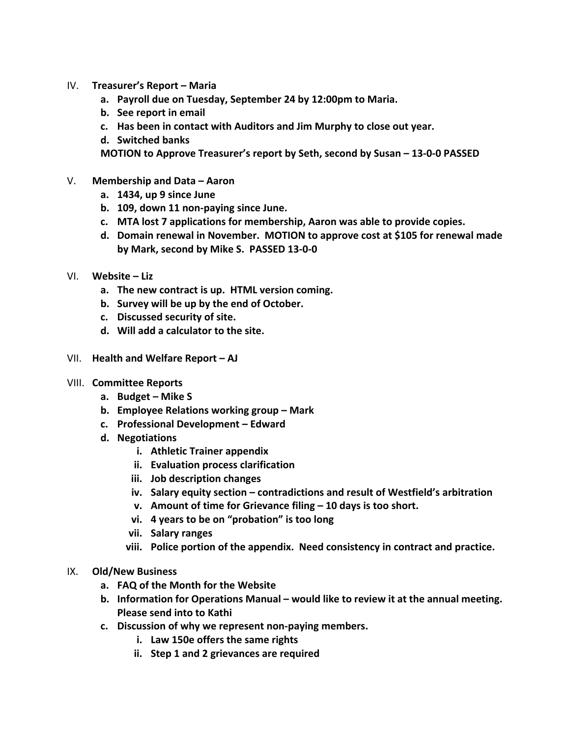IV. **Treasurer's Report – Maria**
   a. **Payroll due on Tuesday, September 24 by 12:00pm to Maria.**
   b. **See report in email**
   c. **Has been in contact with Auditors and Jim Murphy to close out year.**
   d. **Switched banks**

   **MOTION to Approve Treasurer's report by Seth, second by Susan – 13-0-0 PASSED**

V. **Membership and Data – Aaron**
   a. **1434, up 9 since June**
   b. **109, down 11 non-paying since June.**
   c. **MTA lost 7 applications for membership, Aaron was able to provide copies.**
   d. **Domain renewal in November. MOTION to approve cost at $105 for renewal made by Mark, second by Mike S. PASSED 13-0-0**

VI. **Website – Liz**
   a. **The new contract is up. HTML version coming.**
   b. **Survey will be up by the end of October.**
   c. **Discussed security of site.**
   d. **Will add a calculator to the site.**

VII. **Health and Welfare Report – AJ**

VIII. **Committee Reports**
   a. **Budget – Mike S**
   b. **Employee Relations working group – Mark**
   c. **Professional Development – Edward**
   d. **Negotiations**
      i. **Athletic Trainer appendix**
      ii. **Evaluation process clarification**
      iii. **Job description changes**
      iv. **Salary equity section – contradictions and result of Westfield's arbitration**
      v. **Amount of time for Grievance filing – 10 days is too short.**
      vi. **4 years to be on "probation" is too long**
      vii. **Salary ranges**
      viii. **Police portion of the appendix. Need consistency in contract and practice.**

IX. **Old/New Business**
   a. **FAQ of the Month for the Website**
   b. **Information for Operations Manual – would like to review it at the annual meeting. Please send into to Kathi**
   c. **Discussion of why we represent non-paying members.**
      i. **Law 150e offers the same rights**
      ii. **Step 1 and 2 grievances are required**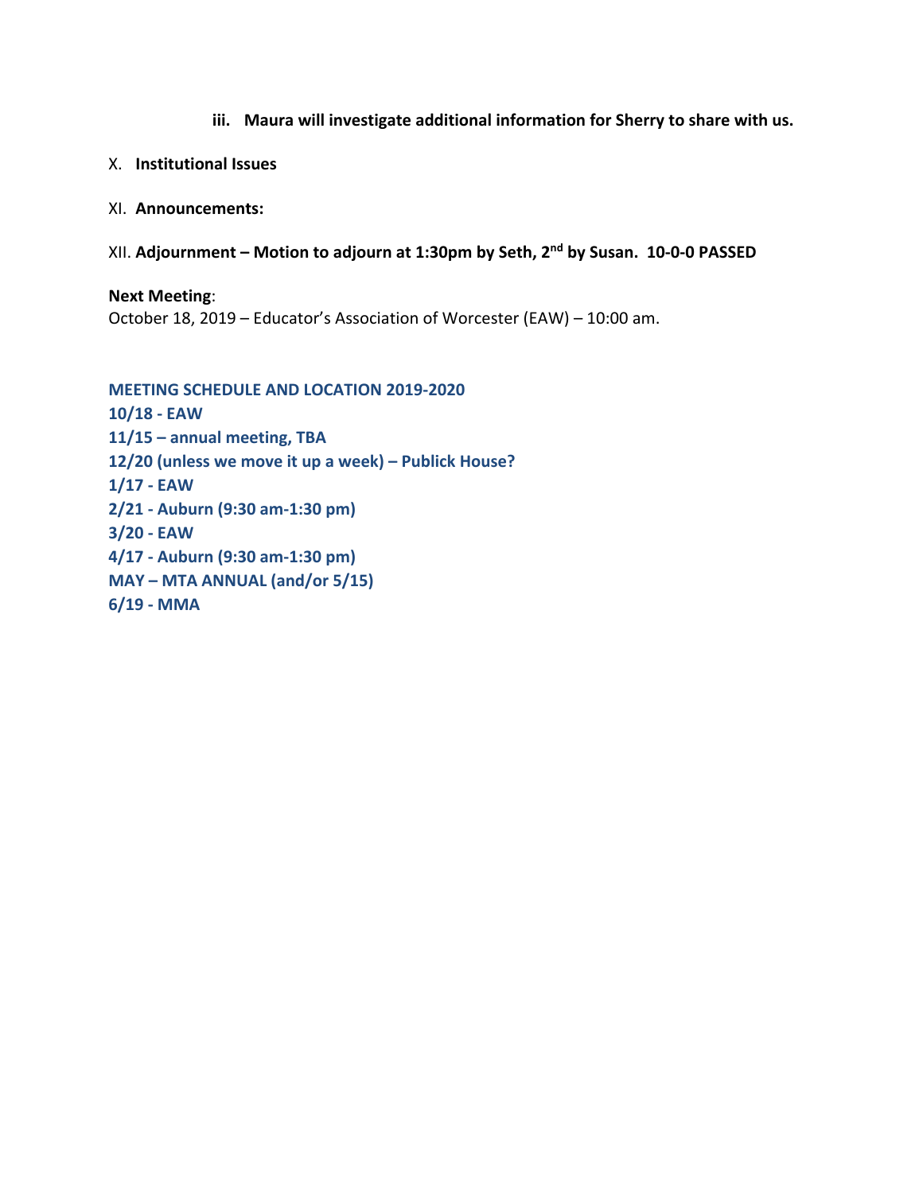**iii. Maura will investigate additional information for Sherry to share with us.**

X. **Institutional Issues**

XI. **Announcements:**

XII. **Adjournment – Motion to adjourn at 1:30pm by Seth, 2nd by Susan. 10-0-0 PASSED**

**Next Meeting**:
October 18, 2019 – Educator's Association of Worcester (EAW) – 10:00 am.

**MEETING SCHEDULE AND LOCATION 2019-2020**
**10/18 - EAW**
**11/15 – annual meeting, TBA**
**12/20 (unless we move it up a week) – Publick House?**
**1/17 - EAW**
**2/21 - Auburn (9:30 am-1:30 pm)**
**3/20 - EAW**
**4/17 - Auburn (9:30 am-1:30 pm)**
**MAY – MTA ANNUAL (and/or 5/15)**
**6/19 - MMA**